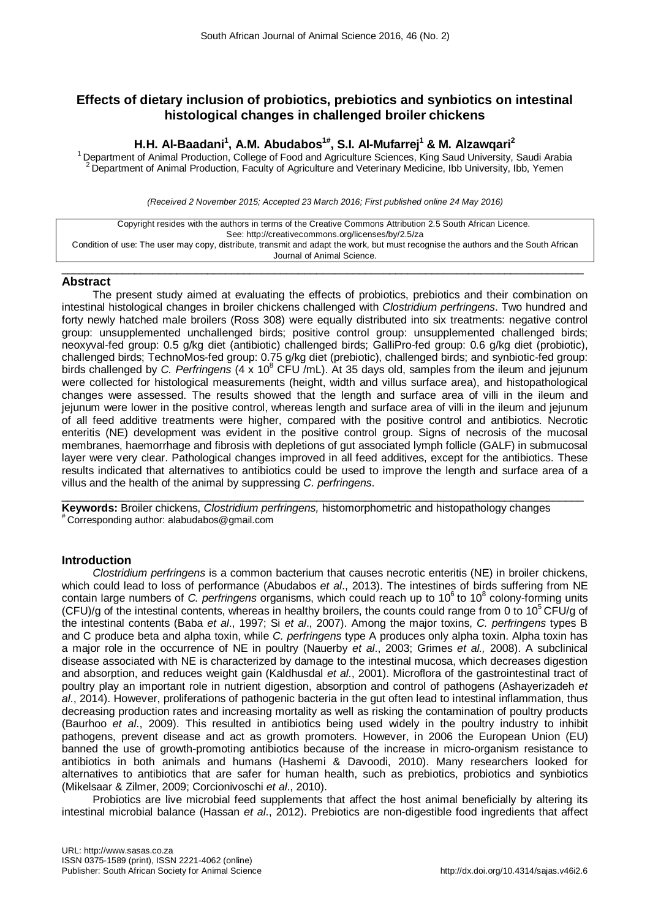# Effects of dietary inclusion of probiotics, prebiotics and synbiotics on intestinal histological changes in challenged broiler chickens

**H.H. Al-Baadani[1], A.M. Abudabos[1#], S.I. Al-Mufarrej[1] & M. Alzawqari[2]**

[1] Department of Animal Production, College of Food and Agriculture Sciences, King Saud University, Saudi Arabia
[2] Department of Animal Production, Faculty of Agriculture and Veterinary Medicine, Ibb University, Ibb, Yemen

*(Received 2 November 2015; Accepted 23 March 2016; First published online 24 May 2016)*

Copyright resides with the authors in terms of the Creative Commons Attribution 2.5 South African Licence.
See: http://creativecommons.org/licenses/by/2.5/za
Condition of use: The user may copy, distribute, transmit and adapt the work, but must recognise the authors and the South African Journal of Animal Science.

## Abstract

The present study aimed at evaluating the effects of probiotics, prebiotics and their combination on intestinal histological changes in broiler chickens challenged with *Clostridium perfringens*. Two hundred and forty newly hatched male broilers (Ross 308) were equally distributed into six treatments: negative control group: unsupplemented unchallenged birds; positive control group: unsupplemented challenged birds; neoxyval-fed group: 0.5 g/kg diet (antibiotic) challenged birds; GalliPro-fed group: 0.6 g/kg diet (probiotic), challenged birds; TechnoMos-fed group: 0.75 g/kg diet (prebiotic), challenged birds; and synbiotic-fed group: birds challenged by *C. Perfringens* (4 x $10^8$ CFU /mL). At 35 days old, samples from the ileum and jejunum were collected for histological measurements (height, width and villus surface area), and histopathological changes were assessed. The results showed that the length and surface area of villi in the ileum and jejunum were lower in the positive control, whereas length and surface area of villi in the ileum and jejunum of all feed additive treatments were higher, compared with the positive control and antibiotics. Necrotic enteritis (NE) development was evident in the positive control group. Signs of necrosis of the mucosal membranes, haemorrhage and fibrosis with depletions of gut associated lymph follicle (GALF) in submucosal layer were very clear. Pathological changes improved in all feed additives, except for the antibiotics. These results indicated that alternatives to antibiotics could be used to improve the length and surface area of a villus and the health of the animal by suppressing *C. perfringens*.

**Keywords:** Broiler chickens, *Clostridium perfringens,* histomorphometric and histopathology changes
[#] Corresponding author: alabudabos@gmail.com

## Introduction

*Clostridium perfringens* is a common bacterium that causes necrotic enteritis (NE) in broiler chickens, which could lead to loss of performance (Abudabos *et al*., 2013). The intestines of birds suffering from NE contain large numbers of *C. perfringens* organisms, which could reach up to $10^6$ to $10^8$ colony-forming units (CFU)/g of the intestinal contents, whereas in healthy broilers, the counts could range from 0 to $10^5$ CFU/g of the intestinal contents (Baba *et al*., 1997; Si *et al*., 2007). Among the major toxins, *C. perfringens* types B and C produce beta and alpha toxin, while *C. perfringens* type A produces only alpha toxin. Alpha toxin has a major role in the occurrence of NE in poultry (Nauerby *et al*., 2003; Grimes *et al.,* 2008). A subclinical disease associated with NE is characterized by damage to the intestinal mucosa, which decreases digestion and absorption, and reduces weight gain (Kaldhusdal *et al*., 2001). Microflora of the gastrointestinal tract of poultry play an important role in nutrient digestion, absorption and control of pathogens (Ashayerizadeh *et al*., 2014). However, proliferations of pathogenic bacteria in the gut often lead to intestinal inflammation, thus decreasing production rates and increasing mortality as well as risking the contamination of poultry products (Baurhoo *et al*., 2009). This resulted in antibiotics being used widely in the poultry industry to inhibit pathogens, prevent disease and act as growth promoters. However, in 2006 the European Union (EU) banned the use of growth-promoting antibiotics because of the increase in micro-organism resistance to antibiotics in both animals and humans (Hashemi & Davoodi, 2010). Many researchers looked for alternatives to antibiotics that are safer for human health, such as prebiotics, probiotics and synbiotics (Mikelsaar & Zilmer, 2009; Corcionivoschi *et al*., 2010).

Probiotics are live microbial feed supplements that affect the host animal beneficially by altering its intestinal microbial balance (Hassan *et al*., 2012). Prebiotics are non-digestible food ingredients that affect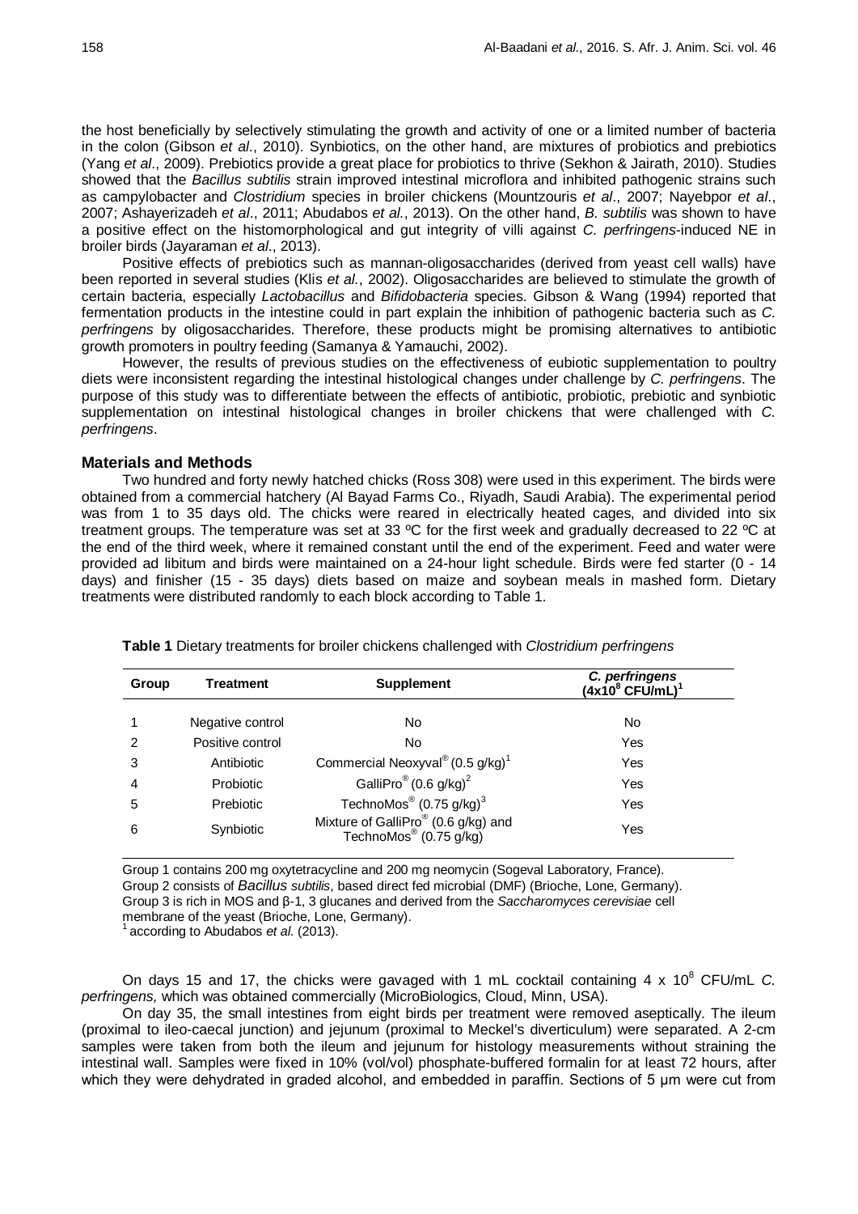the host beneficially by selectively stimulating the growth and activity of one or a limited number of bacteria in the colon (Gibson *et al*., 2010). Synbiotics, on the other hand, are mixtures of probiotics and prebiotics (Yang *et al*., 2009). Prebiotics provide a great place for probiotics to thrive (Sekhon & Jairath, 2010). Studies showed that the *Bacillus subtilis* strain improved intestinal microflora and inhibited pathogenic strains such as campylobacter and *Clostridium* species in broiler chickens (Mountzouris *et al*., 2007; Nayebpor *et al*., 2007; Ashayerizadeh *et al*., 2011; Abudabos *et al.*, 2013). On the other hand, *B. subtilis* was shown to have a positive effect on the histomorphological and gut integrity of villi against *C. perfringens*-induced NE in broiler birds (Jayaraman *et al*., 2013).

Positive effects of prebiotics such as mannan-oligosaccharides (derived from yeast cell walls) have been reported in several studies (Klis *et al.*, 2002). Oligosaccharides are believed to stimulate the growth of certain bacteria, especially *Lactobacillus* and *Bifidobacteria* species. Gibson & Wang (1994) reported that fermentation products in the intestine could in part explain the inhibition of pathogenic bacteria such as *C. perfringens* by oligosaccharides. Therefore, these products might be promising alternatives to antibiotic growth promoters in poultry feeding (Samanya & Yamauchi, 2002).

However, the results of previous studies on the effectiveness of eubiotic supplementation to poultry diets were inconsistent regarding the intestinal histological changes under challenge by *C. perfringens*. The purpose of this study was to differentiate between the effects of antibiotic, probiotic, prebiotic and synbiotic supplementation on intestinal histological changes in broiler chickens that were challenged with *C. perfringens*.

## Materials and Methods

Two hundred and forty newly hatched chicks (Ross 308) were used in this experiment. The birds were obtained from a commercial hatchery (Al Bayad Farms Co., Riyadh, Saudi Arabia). The experimental period was from 1 to 35 days old. The chicks were reared in electrically heated cages, and divided into six treatment groups. The temperature was set at 33 ºC for the first week and gradually decreased to 22 ºC at the end of the third week, where it remained constant until the end of the experiment. Feed and water were provided ad libitum and birds were maintained on a 24-hour light schedule. Birds were fed starter (0 - 14 days) and finisher (15 - 35 days) diets based on maize and soybean meals in mashed form. Dietary treatments were distributed randomly to each block according to Table 1.

**Table 1** Dietary treatments for broiler chickens challenged with *Clostridium perfringens*

| Group | Treatment | Supplement | *C. perfringens* ($4x10^8$ CFU/mL)[1] |
|---|---|---|---|
| 1 | Negative control | No | No |
| 2 | Positive control | No | Yes |
| 3 | Antibiotic | Commercial Neoxyval® (0.5 g/kg)[1] | Yes |
| 4 | Probiotic | GalliPro® (0.6 g/kg)[2] | Yes |
| 5 | Prebiotic | TechnoMos® (0.75 g/kg)[3] | Yes |
| 6 | Synbiotic | Mixture of GalliPro® (0.6 g/kg) and TechnoMos® (0.75 g/kg) | Yes |

Group 1 contains 200 mg oxytetracycline and 200 mg neomycin (Sogeval Laboratory, France).
Group 2 consists of *Bacillus subtilis*, based direct fed microbial (DMF) (Brioche, Lone, Germany).
Group 3 is rich in MOS and β-1, 3 glucanes and derived from the *Saccharomyces cerevisiae* cell membrane of the yeast (Brioche, Lone, Germany).
[1] according to Abudabos *et al*. (2013).

On days 15 and 17, the chicks were gavaged with 1 mL cocktail containing 4 x $10^8$ CFU/mL *C. perfringens,* which was obtained commercially (MicroBiologics, Cloud, Minn, USA).

On day 35, the small intestines from eight birds per treatment were removed aseptically. The ileum (proximal to ileo-caecal junction) and jejunum (proximal to Meckel's diverticulum) were separated. A 2-cm samples were taken from both the ileum and jejunum for histology measurements without straining the intestinal wall. Samples were fixed in 10% (vol/vol) phosphate-buffered formalin for at least 72 hours, after which they were dehydrated in graded alcohol, and embedded in paraffin. Sections of 5 µm were cut from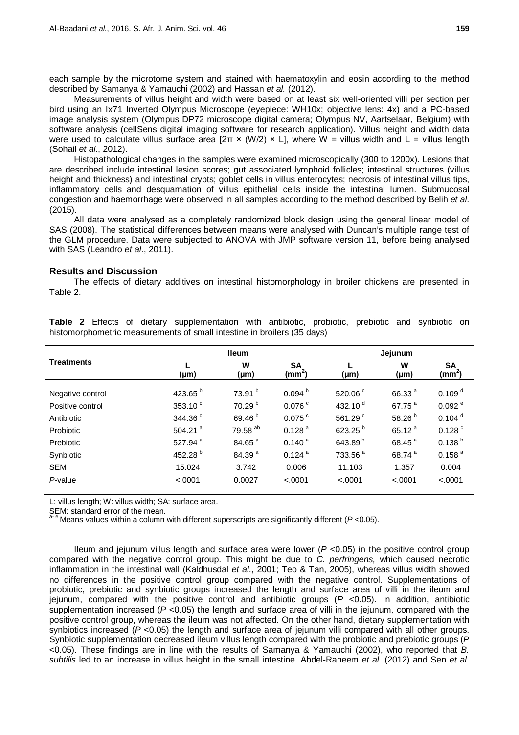each sample by the microtome system and stained with haematoxylin and eosin according to the method described by Samanya & Yamauchi (2002) and Hassan *et al.* (2012).

Measurements of villus height and width were based on at least six well-oriented villi per section per bird using an Ix71 Inverted Olympus Microscope (eyepiece: WH10x; objective lens: 4x) and a PC-based image analysis system (Olympus DP72 microscope digital camera; Olympus NV, Aartselaar, Belgium) with software analysis (cellSens digital imaging software for research application). Villus height and width data were used to calculate villus surface area [$2\pi \times (W/2) \times L$], where W = villus width and L = villus length (Sohail *et al*., 2012).

Histopathological changes in the samples were examined microscopically (300 to 1200x). Lesions that are described include intestinal lesion scores; gut associated lymphoid follicles; intestinal structures (villus height and thickness) and intestinal crypts; goblet cells in villus enterocytes; necrosis of intestinal villus tips, inflammatory cells and desquamation of villus epithelial cells inside the intestinal lumen. Submucosal congestion and haemorrhage were observed in all samples according to the method described by Belih *et al*. (2015).

All data were analysed as a completely randomized block design using the general linear model of SAS (2008). The statistical differences between means were analysed with Duncan's multiple range test of the GLM procedure. Data were subjected to ANOVA with JMP software version 11, before being analysed with SAS (Leandro *et al*., 2011).

## Results and Discussion

The effects of dietary additives on intestinal histomorphology in broiler chickens are presented in Table 2.

**Table 2** Effects of dietary supplementation with antibiotic, probiotic, prebiotic and synbiotic on histomorphometric measurements of small intestine in broilers (35 days)

| Treatments | Ileum | | | Jejunum | | |
|---|---|---|---|---|---|---|
| | L (µm) | W (µm) | SA (mm$^2$) | L (µm) | W (µm) | SA (mm$^2$) |
| Negative control | 423.65 $^{b}$ | 73.91 $^{b}$ | 0.094 $^{b}$ | 520.06 $^{c}$ | 66.33 $^{a}$ | 0.109 $^{d}$ |
| Positive control | 353.10 $^{c}$ | 70.29 $^{b}$ | 0.076 $^{c}$ | 432.10 $^{d}$ | 67.75 $^{a}$ | 0.092 $^{e}$ |
| Antibiotic | 344.36 $^{c}$ | 69.46 $^{b}$ | 0.075 $^{c}$ | 561.29 $^{c}$ | 58.26 $^{b}$ | 0.104 $^{d}$ |
| Probiotic | 504.21 $^{a}$ | 79.58 $^{ab}$ | 0.128 $^{a}$ | 623.25 $^{b}$ | 65.12 $^{a}$ | 0.128 $^{c}$ |
| Prebiotic | 527.94 $^{a}$ | 84.65 $^{a}$ | 0.140 $^{a}$ | 643.89 $^{b}$ | 68.45 $^{a}$ | 0.138 $^{b}$ |
| Synbiotic | 452.28 $^{b}$ | 84.39 $^{a}$ | 0.124 $^{a}$ | 733.56 $^{a}$ | 68.74 $^{a}$ | 0.158 $^{a}$ |
| SEM | 15.024 | 3.742 | 0.006 | 11.103 | 1.357 | 0.004 |
| *P*-value | <.0001 | 0.0027 | <.0001 | <.0001 | <.0001 | <.0001 |

L: villus length; W: villus width; SA: surface area.
SEM: standard error of the mean.
[a-e] Means values within a column with different superscripts are significantly different ($P$ <0.05).

Ileum and jejunum villus length and surface area were lower ($P$ <0.05) in the positive control group compared with the negative control group. This might be due to *C. perfringens,* which caused necrotic inflammation in the intestinal wall (Kaldhusdal *et al*., 2001; Teo & Tan, 2005), whereas villus width showed no differences in the positive control group compared with the negative control. Supplementations of probiotic, prebiotic and synbiotic groups increased the length and surface area of villi in the ileum and jejunum, compared with the positive control and antibiotic groups ($P$ <0.05). In addition, antibiotic supplementation increased ($P$ <0.05) the length and surface area of villi in the jejunum, compared with the positive control group, whereas the ileum was not affected. On the other hand, dietary supplementation with synbiotics increased ($P$ <0.05) the length and surface area of jejunum villi compared with all other groups. Synbiotic supplementation decreased ileum villus length compared with the probiotic and prebiotic groups ($P$ <0.05). These findings are in line with the results of Samanya & Yamauchi (2002), who reported that *B. subtilis* led to an increase in villus height in the small intestine. Abdel-Raheem *et al*. (2012) and Sen *et al*.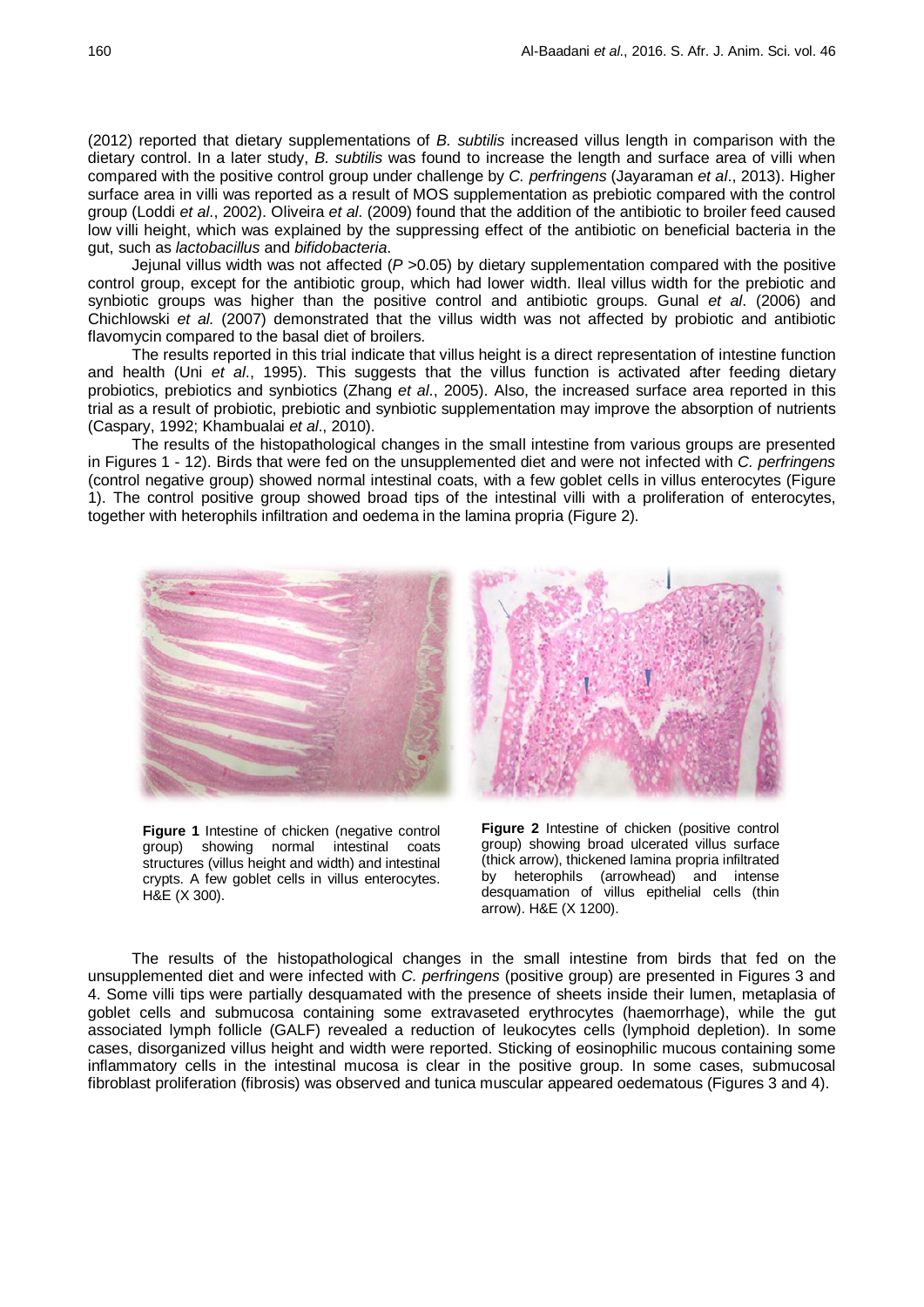(2012) reported that dietary supplementations of *B. subtilis* increased villus length in comparison with the dietary control. In a later study, *B. subtilis* was found to increase the length and surface area of villi when compared with the positive control group under challenge by *C. perfringens* (Jayaraman *et al*., 2013). Higher surface area in villi was reported as a result of MOS supplementation as prebiotic compared with the control group (Loddi *et al*., 2002). Oliveira *et al*. (2009) found that the addition of the antibiotic to broiler feed caused low villi height, which was explained by the suppressing effect of the antibiotic on beneficial bacteria in the gut, such as *lactobacillus* and *bifidobacteria*.

Jejunal villus width was not affected ($P > 0.05$) by dietary supplementation compared with the positive control group, except for the antibiotic group, which had lower width. Ileal villus width for the prebiotic and synbiotic groups was higher than the positive control and antibiotic groups. Gunal *et al*. (2006) and Chichlowski *et al.* (2007) demonstrated that the villus width was not affected by probiotic and antibiotic flavomycin compared to the basal diet of broilers.

The results reported in this trial indicate that villus height is a direct representation of intestine function and health (Uni *et al*., 1995). This suggests that the villus function is activated after feeding dietary probiotics, prebiotics and synbiotics (Zhang *et al*., 2005). Also, the increased surface area reported in this trial as a result of probiotic, prebiotic and synbiotic supplementation may improve the absorption of nutrients (Caspary, 1992; Khambualai *et al*., 2010).

The results of the histopathological changes in the small intestine from various groups are presented in Figures 1 - 12). Birds that were fed on the unsupplemented diet and were not infected with *C. perfringens* (control negative group) showed normal intestinal coats, with a few goblet cells in villus enterocytes (Figure 1). The control positive group showed broad tips of the intestinal villi with a proliferation of enterocytes, together with heterophils infiltration and oedema in the lamina propria (Figure 2).

**Figure 1** Intestine of chicken (negative control group) showing normal intestinal coats structures (villus height and width) and intestinal crypts. A few goblet cells in villus enterocytes. H&E (X 300).

**Figure 2** Intestine of chicken (positive control group) showing broad ulcerated villus surface (thick arrow), thickened lamina propria infiltrated by heterophils (arrowhead) and intense desquamation of villus epithelial cells (thin arrow). H&E (X 1200).

The results of the histopathological changes in the small intestine from birds that fed on the unsupplemented diet and were infected with *C. perfringens* (positive group) are presented in Figures 3 and 4. Some villi tips were partially desquamated with the presence of sheets inside their lumen, metaplasia of goblet cells and submucosa containing some extravaseted erythrocytes (haemorrhage), while the gut associated lymph follicle (GALF) revealed a reduction of leukocytes cells (lymphoid depletion). In some cases, disorganized villus height and width were reported. Sticking of eosinophilic mucous containing some inflammatory cells in the intestinal mucosa is clear in the positive group. In some cases, submucosal fibroblast proliferation (fibrosis) was observed and tunica muscular appeared oedematous (Figures 3 and 4).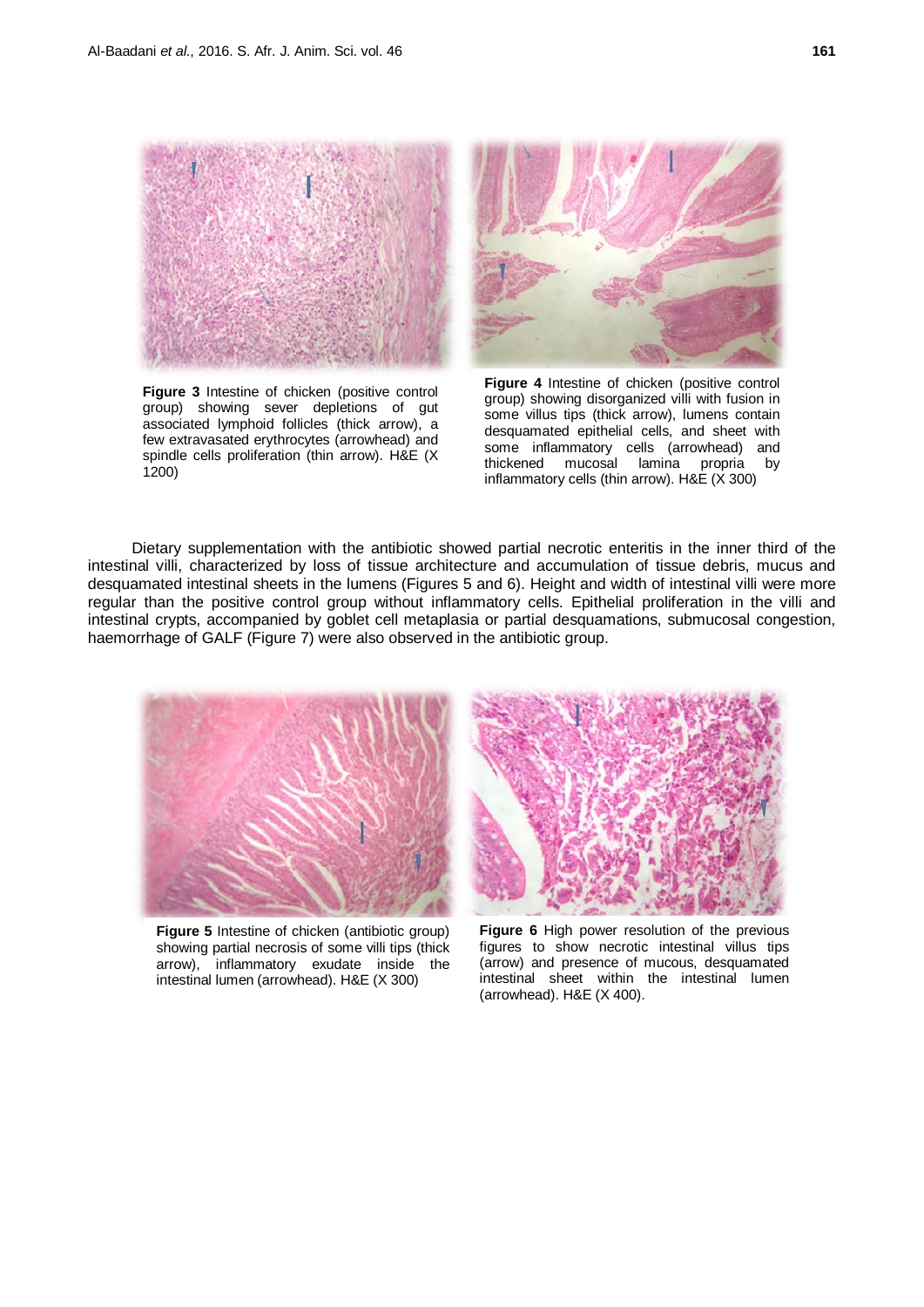**Figure 3** Intestine of chicken (positive control group) showing sever depletions of gut associated lymphoid follicles (thick arrow), a few extravasated erythrocytes (arrowhead) and spindle cells proliferation (thin arrow). H&E (X 1200)

**Figure 4** Intestine of chicken (positive control group) showing disorganized villi with fusion in some villus tips (thick arrow), lumens contain desquamated epithelial cells, and sheet with some inflammatory cells (arrowhead) and thickened mucosal lamina propria by inflammatory cells (thin arrow). H&E (X 300)

Dietary supplementation with the antibiotic showed partial necrotic enteritis in the inner third of the intestinal villi, characterized by loss of tissue architecture and accumulation of tissue debris, mucus and desquamated intestinal sheets in the lumens (Figures 5 and 6). Height and width of intestinal villi were more regular than the positive control group without inflammatory cells. Epithelial proliferation in the villi and intestinal crypts, accompanied by goblet cell metaplasia or partial desquamations, submucosal congestion, haemorrhage of GALF (Figure 7) were also observed in the antibiotic group.

**Figure 5** Intestine of chicken (antibiotic group) showing partial necrosis of some villi tips (thick arrow), inflammatory exudate inside the intestinal lumen (arrowhead). H&E (X 300)

**Figure 6** High power resolution of the previous figures to show necrotic intestinal villus tips (arrow) and presence of mucous, desquamated intestinal sheet within the intestinal lumen (arrowhead). H&E (X 400).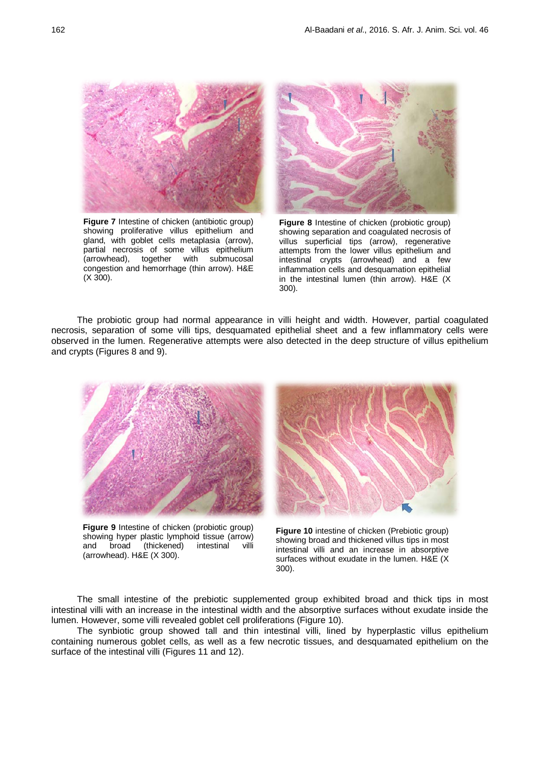Figure 7 Intestine of chicken (antibiotic group) showing proliferative villus epithelium and gland, with goblet cells metaplasia (arrow), partial necrosis of some villus epithelium (arrowhead), together with submucosal congestion and hemorrhage (thin arrow). H&E (X 300).

**Figure 8** Intestine of chicken (probiotic group) showing separation and coagulated necrosis of villus superficial tips (arrow), regenerative attempts from the lower villus epithelium and intestinal crypts (arrowhead) and a few inflammation cells and desquamation epithelial in the intestinal lumen (thin arrow). H&E (X 300).

The probiotic group had normal appearance in villi height and width. However, partial coagulated necrosis, separation of some villi tips, desquamated epithelial sheet and a few inflammatory cells were observed in the lumen. Regenerative attempts were also detected in the deep structure of villus epithelium and crypts (Figures 8 and 9).

**Figure 9** Intestine of chicken (probiotic group) showing hyper plastic lymphoid tissue (arrow) and broad (thickened) intestinal villi (arrowhead). H&E (X 300).

**Figure 10** intestine of chicken (Prebiotic group) showing broad and thickened villus tips in most intestinal villi and an increase in absorptive surfaces without exudate in the lumen. H&E (X 300).

The small intestine of the prebiotic supplemented group exhibited broad and thick tips in most intestinal villi with an increase in the intestinal width and the absorptive surfaces without exudate inside the lumen. However, some villi revealed goblet cell proliferations (Figure 10).

The synbiotic group showed tall and thin intestinal villi, lined by hyperplastic villus epithelium containing numerous goblet cells, as well as a few necrotic tissues, and desquamated epithelium on the surface of the intestinal villi (Figures 11 and 12).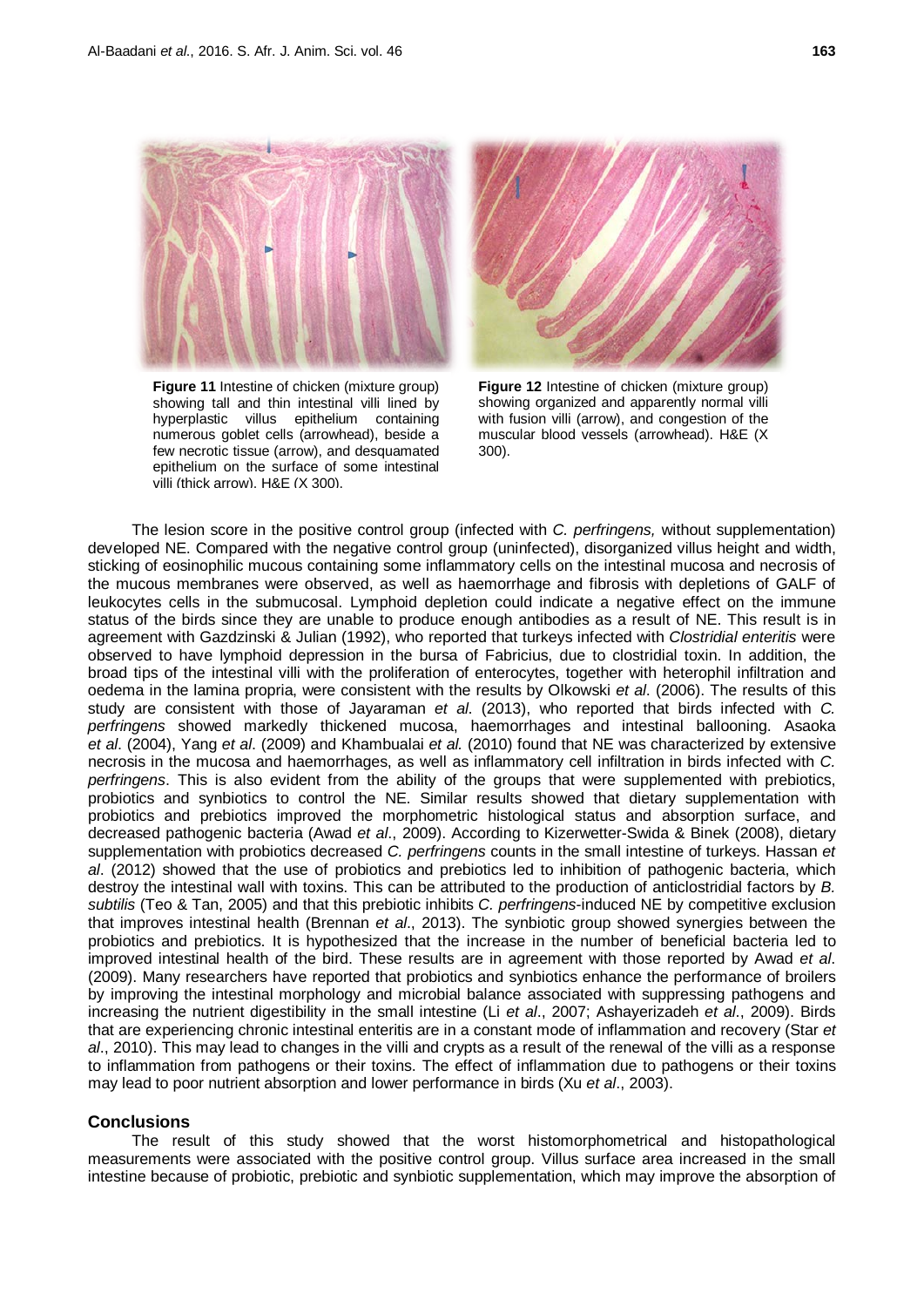**Figure 11** Intestine of chicken (mixture group) showing tall and thin intestinal villi lined by hyperplastic villus epithelium containing numerous goblet cells (arrowhead), beside a few necrotic tissue (arrow), and desquamated epithelium on the surface of some intestinal villi (thick arrow). H&E (X 300).

**Figure 12** Intestine of chicken (mixture group) showing organized and apparently normal villi with fusion villi (arrow), and congestion of the muscular blood vessels (arrowhead). H&E (X 300).

The lesion score in the positive control group (infected with *C. perfringens,* without supplementation) developed NE. Compared with the negative control group (uninfected), disorganized villus height and width, sticking of eosinophilic mucous containing some inflammatory cells on the intestinal mucosa and necrosis of the mucous membranes were observed, as well as haemorrhage and fibrosis with depletions of GALF of leukocytes cells in the submucosal. Lymphoid depletion could indicate a negative effect on the immune status of the birds since they are unable to produce enough antibodies as a result of NE. This result is in agreement with Gazdzinski & Julian (1992), who reported that turkeys infected with *Clostridial enteritis* were observed to have lymphoid depression in the bursa of Fabricius, due to clostridial toxin. In addition, the broad tips of the intestinal villi with the proliferation of enterocytes, together with heterophil infiltration and oedema in the lamina propria, were consistent with the results by Olkowski *et al*. (2006). The results of this study are consistent with those of Jayaraman *et al*. (2013), who reported that birds infected with *C. perfringens* showed markedly thickened mucosa, haemorrhages and intestinal ballooning. Asaoka *et al*. (2004), Yang *et al*. (2009) and Khambualai *et al.* (2010) found that NE was characterized by extensive necrosis in the mucosa and haemorrhages, as well as inflammatory cell infiltration in birds infected with *C. perfringens*. This is also evident from the ability of the groups that were supplemented with prebiotics, probiotics and synbiotics to control the NE. Similar results showed that dietary supplementation with probiotics and prebiotics improved the morphometric histological status and absorption surface, and decreased pathogenic bacteria (Awad *et al*., 2009). According to Kizerwetter-Swida & Binek (2008), dietary supplementation with probiotics decreased *C. perfringens* counts in the small intestine of turkeys. Hassan *et al*. (2012) showed that the use of probiotics and prebiotics led to inhibition of pathogenic bacteria, which destroy the intestinal wall with toxins. This can be attributed to the production of anticlostridial factors by *B. subtilis* (Teo & Tan, 2005) and that this prebiotic inhibits *C. perfringens*-induced NE by competitive exclusion that improves intestinal health (Brennan *et al*., 2013). The synbiotic group showed synergies between the probiotics and prebiotics. It is hypothesized that the increase in the number of beneficial bacteria led to improved intestinal health of the bird. These results are in agreement with those reported by Awad *et al*. (2009). Many researchers have reported that probiotics and synbiotics enhance the performance of broilers by improving the intestinal morphology and microbial balance associated with suppressing pathogens and increasing the nutrient digestibility in the small intestine (Li *et al*., 2007; Ashayerizadeh *et al*., 2009). Birds that are experiencing chronic intestinal enteritis are in a constant mode of inflammation and recovery (Star *et al*., 2010). This may lead to changes in the villi and crypts as a result of the renewal of the villi as a response to inflammation from pathogens or their toxins. The effect of inflammation due to pathogens or their toxins may lead to poor nutrient absorption and lower performance in birds (Xu *et al*., 2003).

## Conclusions

The result of this study showed that the worst histomorphometrical and histopathological measurements were associated with the positive control group. Villus surface area increased in the small intestine because of probiotic, prebiotic and synbiotic supplementation, which may improve the absorption of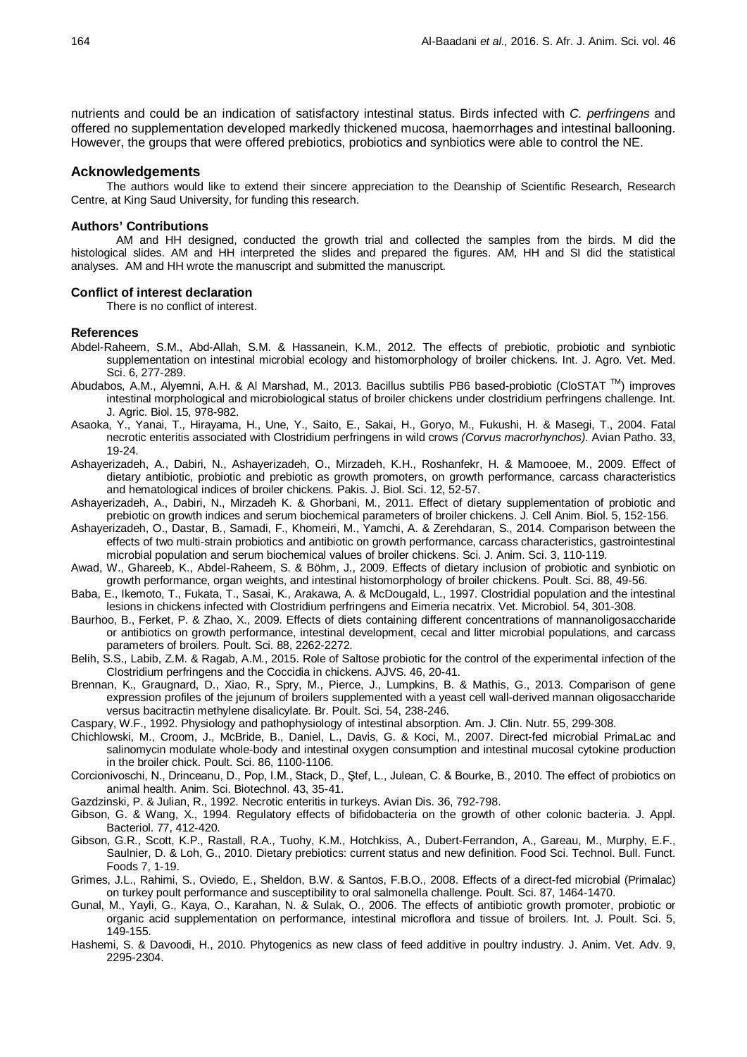nutrients and could be an indication of satisfactory intestinal status. Birds infected with *C. perfringens* and offered no supplementation developed markedly thickened mucosa, haemorrhages and intestinal ballooning. However, the groups that were offered prebiotics, probiotics and synbiotics were able to control the NE.

## Acknowledgements

The authors would like to extend their sincere appreciation to the Deanship of Scientific Research, Research Centre, at King Saud University, for funding this research.

## Authors' Contributions

AM and HH designed, conducted the growth trial and collected the samples from the birds. M did the histological slides. AM and HH interpreted the slides and prepared the figures. AM, HH and SI did the statistical analyses. AM and HH wrote the manuscript and submitted the manuscript.

## Conflict of interest declaration

There is no conflict of interest.

## References

Abdel-Raheem, S.M., Abd-Allah, S.M. & Hassanein, K.M., 2012. The effects of prebiotic, probiotic and synbiotic supplementation on intestinal microbial ecology and histomorphology of broiler chickens. Int. J. Agro. Vet. Med. Sci. 6, 277-289.

Abudabos, A.M., Alyemni, A.H. & Al Marshad, M., 2013. Bacillus subtilis PB6 based-probiotic (CloSTAT ™) improves intestinal morphological and microbiological status of broiler chickens under clostridium perfringens challenge. Int. J. Agric. Biol. 15, 978-982.

Asaoka, Y., Yanai, T., Hirayama, H., Une, Y., Saito, E., Sakai, H., Goryo, M., Fukushi, H. & Masegi, T., 2004. Fatal necrotic enteritis associated with Clostridium perfringens in wild crows *(Corvus macrorhynchos)*. Avian Patho. 33, 19-24.

Ashayerizadeh, A., Dabiri, N., Ashayerizadeh, O., Mirzadeh, K.H., Roshanfekr, H. & Mamooee, M., 2009. Effect of dietary antibiotic, probiotic and prebiotic as growth promoters, on growth performance, carcass characteristics and hematological indices of broiler chickens. Pakis. J. Biol. Sci. 12, 52-57.

Ashayerizadeh, A., Dabiri, N., Mirzadeh K. & Ghorbani, M., 2011. Effect of dietary supplementation of probiotic and prebiotic on growth indices and serum biochemical parameters of broiler chickens. J. Cell Anim. Biol. 5, 152-156.

Ashayerizadeh, O., Dastar, B., Samadi, F., Khomeiri, M., Yamchi, A. & Zerehdaran, S., 2014. Comparison between the effects of two multi-strain probiotics and antibiotic on growth performance, carcass characteristics, gastrointestinal microbial population and serum biochemical values of broiler chickens. Sci. J. Anim. Sci. 3, 110-119.

Awad, W., Ghareeb, K., Abdel-Raheem, S. & Böhm, J., 2009. Effects of dietary inclusion of probiotic and synbiotic on growth performance, organ weights, and intestinal histomorphology of broiler chickens. Poult. Sci. 88, 49-56.

Baba, E., Ikemoto, T., Fukata, T., Sasai, K., Arakawa, A. & McDougald, L., 1997. Clostridial population and the intestinal lesions in chickens infected with Clostridium perfringens and Eimeria necatrix. Vet. Microbiol. 54, 301-308.

Baurhoo, B., Ferket, P. & Zhao, X., 2009. Effects of diets containing different concentrations of mannanoligosaccharide or antibiotics on growth performance, intestinal development, cecal and litter microbial populations, and carcass parameters of broilers. Poult. Sci. 88, 2262-2272.

Belih, S.S., Labib, Z.M. & Ragab, A.M., 2015. Role of Saltose probiotic for the control of the experimental infection of the Clostridium perfringens and the Coccidia in chickens. AJVS. 46, 20-41.

Brennan, K., Graugnard, D., Xiao, R., Spry, M., Pierce, J., Lumpkins, B. & Mathis, G., 2013. Comparison of gene expression profiles of the jejunum of broilers supplemented with a yeast cell wall-derived mannan oligosaccharide versus bacitractin methylene disalicylate. Br. Poult. Sci. 54, 238-246.

Caspary, W.F., 1992. Physiology and pathophysiology of intestinal absorption. Am. J. Clin. Nutr. 55, 299-308.

Chichlowski, M., Croom, J., McBride, B., Daniel, L., Davis, G. & Koci, M., 2007. Direct-fed microbial PrimaLac and salinomycin modulate whole-body and intestinal oxygen consumption and intestinal mucosal cytokine production in the broiler chick. Poult. Sci. 86, 1100-1106.

Corcionivoschi, N., Drinceanu, D., Pop, I.M., Stack, D., Ştef, L., Julean, C. & Bourke, B., 2010. The effect of probiotics on animal health. Anim. Sci. Biotechnol. 43, 35-41.

Gazdzinski, P. & Julian, R., 1992. Necrotic enteritis in turkeys. Avian Dis. 36, 792-798.

Gibson, G. & Wang, X., 1994. Regulatory effects of bifidobacteria on the growth of other colonic bacteria. J. Appl. Bacteriol. 77, 412-420.

Gibson, G.R., Scott, K.P., Rastall, R.A., Tuohy, K.M., Hotchkiss, A., Dubert-Ferrandon, A., Gareau, M., Murphy, E.F., Saulnier, D. & Loh, G., 2010. Dietary prebiotics: current status and new definition. Food Sci. Technol. Bull. Funct. Foods 7, 1-19.

Grimes, J.L., Rahimi, S., Oviedo, E., Sheldon, B.W. & Santos, F.B.O., 2008. Effects of a direct-fed microbial (Primalac) on turkey poult performance and susceptibility to oral salmonella challenge. Poult. Sci. 87, 1464-1470.

Gunal, M., Yayli, G., Kaya, O., Karahan, N. & Sulak, O., 2006. The effects of antibiotic growth promoter, probiotic or organic acid supplementation on performance, intestinal microflora and tissue of broilers. Int. J. Poult. Sci. 5, 149-155.

Hashemi, S. & Davoodi, H., 2010. Phytogenics as new class of feed additive in poultry industry. J. Anim. Vet. Adv. 9, 2295-2304.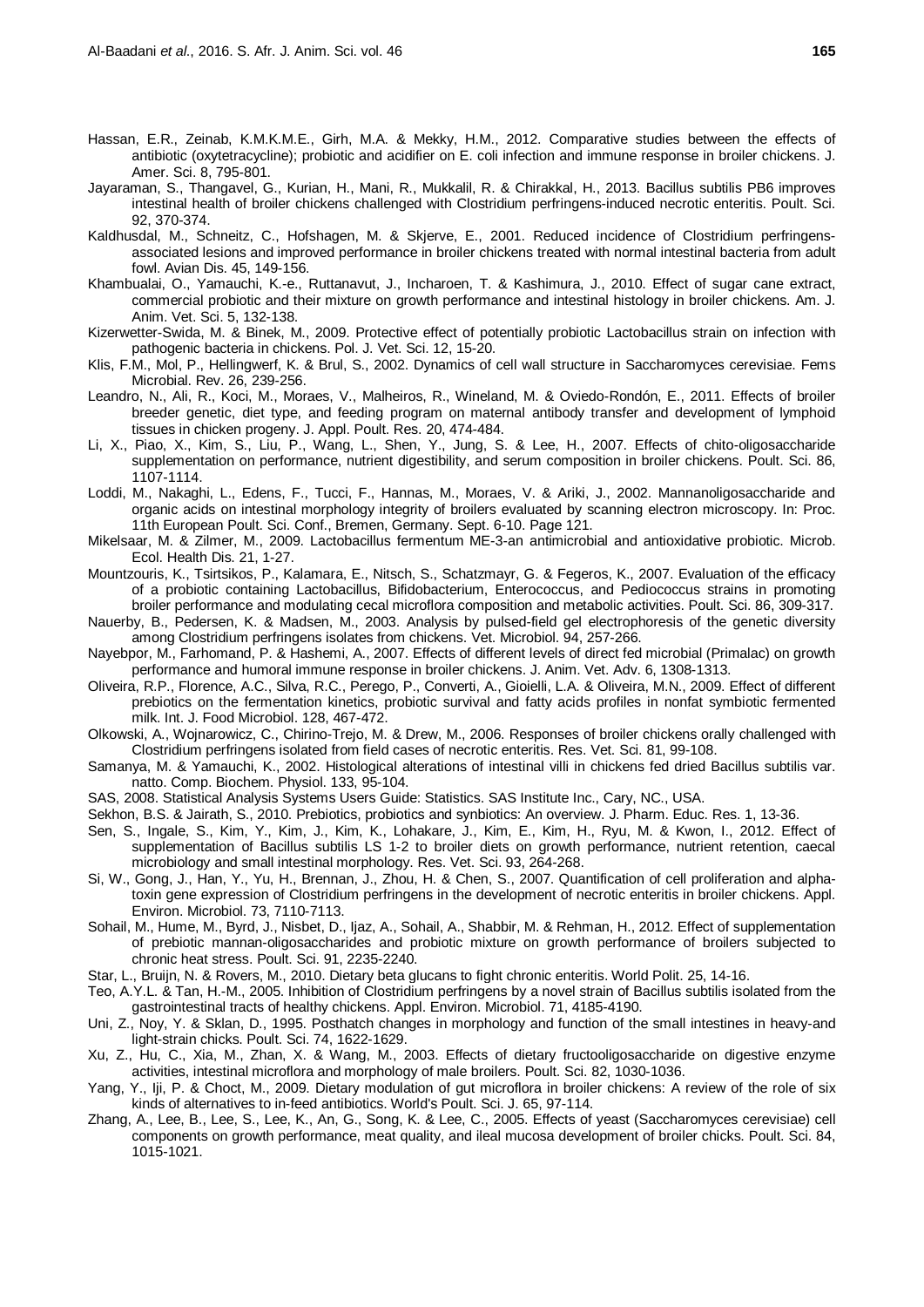Hassan, E.R., Zeinab, K.M.K.M.E., Girh, M.A. & Mekky, H.M., 2012. Comparative studies between the effects of antibiotic (oxytetracycline); probiotic and acidifier on E. coli infection and immune response in broiler chickens. J. Amer. Sci. 8, 795-801.

Jayaraman, S., Thangavel, G., Kurian, H., Mani, R., Mukkalil, R. & Chirakkal, H., 2013. Bacillus subtilis PB6 improves intestinal health of broiler chickens challenged with Clostridium perfringens-induced necrotic enteritis. Poult. Sci. 92, 370-374.

Kaldhusdal, M., Schneitz, C., Hofshagen, M. & Skjerve, E., 2001. Reduced incidence of Clostridium perfringens-associated lesions and improved performance in broiler chickens treated with normal intestinal bacteria from adult fowl. Avian Dis. 45, 149-156.

Khambualai, O., Yamauchi, K.-e., Ruttanavut, J., Incharoen, T. & Kashimura, J., 2010. Effect of sugar cane extract, commercial probiotic and their mixture on growth performance and intestinal histology in broiler chickens. Am. J. Anim. Vet. Sci. 5, 132-138.

Kizerwetter-Swida, M. & Binek, M., 2009. Protective effect of potentially probiotic Lactobacillus strain on infection with pathogenic bacteria in chickens. Pol. J. Vet. Sci. 12, 15-20.

Klis, F.M., Mol, P., Hellingwerf, K. & Brul, S., 2002. Dynamics of cell wall structure in Saccharomyces cerevisiae. Fems Microbial. Rev. 26, 239-256.

Leandro, N., Ali, R., Koci, M., Moraes, V., Malheiros, R., Wineland, M. & Oviedo-Rondón, E., 2011. Effects of broiler breeder genetic, diet type, and feeding program on maternal antibody transfer and development of lymphoid tissues in chicken progeny. J. Appl. Poult. Res. 20, 474-484.

Li, X., Piao, X., Kim, S., Liu, P., Wang, L., Shen, Y., Jung, S. & Lee, H., 2007. Effects of chito-oligosaccharide supplementation on performance, nutrient digestibility, and serum composition in broiler chickens. Poult. Sci. 86, 1107-1114.

Loddi, M., Nakaghi, L., Edens, F., Tucci, F., Hannas, M., Moraes, V. & Ariki, J., 2002. Mannanoligosaccharide and organic acids on intestinal morphology integrity of broilers evaluated by scanning electron microscopy. In: Proc. 11th European Poult. Sci. Conf., Bremen, Germany. Sept. 6-10. Page 121.

Mikelsaar, M. & Zilmer, M., 2009. Lactobacillus fermentum ME-3-an antimicrobial and antioxidative probiotic. Microb. Ecol. Health Dis. 21, 1-27.

Mountzouris, K., Tsirtsikos, P., Kalamara, E., Nitsch, S., Schatzmayr, G. & Fegeros, K., 2007. Evaluation of the efficacy of a probiotic containing Lactobacillus, Bifidobacterium, Enterococcus, and Pediococcus strains in promoting broiler performance and modulating cecal microflora composition and metabolic activities. Poult. Sci. 86, 309-317.

Nauerby, B., Pedersen, K. & Madsen, M., 2003. Analysis by pulsed-field gel electrophoresis of the genetic diversity among Clostridium perfringens isolates from chickens. Vet. Microbiol. 94, 257-266.

Nayebpor, M., Farhomand, P. & Hashemi, A., 2007. Effects of different levels of direct fed microbial (Primalac) on growth performance and humoral immune response in broiler chickens. J. Anim. Vet. Adv. 6, 1308-1313.

Oliveira, R.P., Florence, A.C., Silva, R.C., Perego, P., Converti, A., Gioielli, L.A. & Oliveira, M.N., 2009. Effect of different prebiotics on the fermentation kinetics, probiotic survival and fatty acids profiles in nonfat symbiotic fermented milk. Int. J. Food Microbiol. 128, 467-472.

Olkowski, A., Wojnarowicz, C., Chirino-Trejo, M. & Drew, M., 2006. Responses of broiler chickens orally challenged with Clostridium perfringens isolated from field cases of necrotic enteritis. Res. Vet. Sci. 81, 99-108.

Samanya, M. & Yamauchi, K., 2002. Histological alterations of intestinal villi in chickens fed dried Bacillus subtilis var. natto. Comp. Biochem. Physiol. 133, 95-104.

SAS, 2008. Statistical Analysis Systems Users Guide: Statistics. SAS Institute Inc., Cary, NC., USA.

Sekhon, B.S. & Jairath, S., 2010. Prebiotics, probiotics and synbiotics: An overview. J. Pharm. Educ. Res. 1, 13-36.

Sen, S., Ingale, S., Kim, Y., Kim, J., Kim, K., Lohakare, J., Kim, E., Kim, H., Ryu, M. & Kwon, I., 2012. Effect of supplementation of Bacillus subtilis LS 1-2 to broiler diets on growth performance, nutrient retention, caecal microbiology and small intestinal morphology. Res. Vet. Sci. 93, 264-268.

Si, W., Gong, J., Han, Y., Yu, H., Brennan, J., Zhou, H. & Chen, S., 2007. Quantification of cell proliferation and alpha-toxin gene expression of Clostridium perfringens in the development of necrotic enteritis in broiler chickens. Appl. Environ. Microbiol. 73, 7110-7113.

Sohail, M., Hume, M., Byrd, J., Nisbet, D., Ijaz, A., Sohail, A., Shabbir, M. & Rehman, H., 2012. Effect of supplementation of prebiotic mannan-oligosaccharides and probiotic mixture on growth performance of broilers subjected to chronic heat stress. Poult. Sci. 91, 2235-2240.

Star, L., Bruijn, N. & Rovers, M., 2010. Dietary beta glucans to fight chronic enteritis. World Polit. 25, 14-16.

Teo, A.Y.L. & Tan, H.-M., 2005. Inhibition of Clostridium perfringens by a novel strain of Bacillus subtilis isolated from the gastrointestinal tracts of healthy chickens. Appl. Environ. Microbiol. 71, 4185-4190.

Uni, Z., Noy, Y. & Sklan, D., 1995. Posthatch changes in morphology and function of the small intestines in heavy-and light-strain chicks. Poult. Sci. 74, 1622-1629.

Xu, Z., Hu, C., Xia, M., Zhan, X. & Wang, M., 2003. Effects of dietary fructooligosaccharide on digestive enzyme activities, intestinal microflora and morphology of male broilers. Poult. Sci. 82, 1030-1036.

Yang, Y., Iji, P. & Choct, M., 2009. Dietary modulation of gut microflora in broiler chickens: A review of the role of six kinds of alternatives to in-feed antibiotics. World's Poult. Sci. J. 65, 97-114.

Zhang, A., Lee, B., Lee, S., Lee, K., An, G., Song, K. & Lee, C., 2005. Effects of yeast (Saccharomyces cerevisiae) cell components on growth performance, meat quality, and ileal mucosa development of broiler chicks. Poult. Sci. 84, 1015-1021.